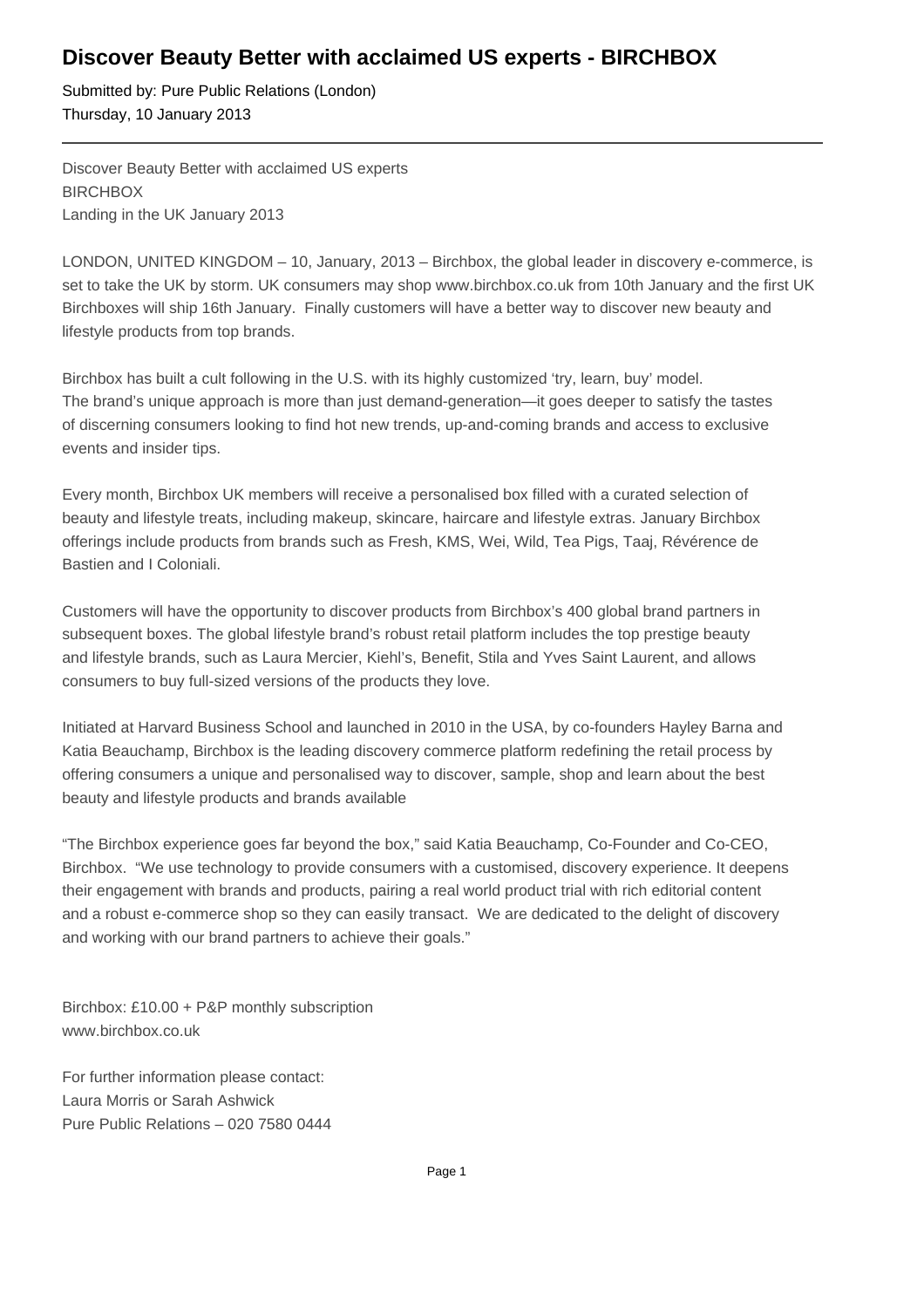# Discover Beauty Better with acclaimed US experts - BIRCHBOX

Submitted by: Pure Public Relations (London)
Thursday, 10 January 2013

---

Discover Beauty Better with acclaimed US experts
BIRCHBOX
Landing in the UK January 2013

LONDON, UNITED KINGDOM – 10, January, 2013 – Birchbox, the global leader in discovery e-commerce, is set to take the UK by storm. UK consumers may shop www.birchbox.co.uk from 10th January and the first UK Birchboxes will ship 16th January. Finally customers will have a better way to discover new beauty and lifestyle products from top brands.

Birchbox has built a cult following in the U.S. with its highly customized 'try, learn, buy' model. The brand's unique approach is more than just demand-generation—it goes deeper to satisfy the tastes of discerning consumers looking to find hot new trends, up-and-coming brands and access to exclusive events and insider tips.

Every month, Birchbox UK members will receive a personalised box filled with a curated selection of beauty and lifestyle treats, including makeup, skincare, haircare and lifestyle extras. January Birchbox offerings include products from brands such as Fresh, KMS, Wei, Wild, Tea Pigs, Taaj, Révérence de Bastien and I Coloniali.

Customers will have the opportunity to discover products from Birchbox's 400 global brand partners in subsequent boxes. The global lifestyle brand's robust retail platform includes the top prestige beauty and lifestyle brands, such as Laura Mercier, Kiehl's, Benefit, Stila and Yves Saint Laurent, and allows consumers to buy full-sized versions of the products they love.

Initiated at Harvard Business School and launched in 2010 in the USA, by co-founders Hayley Barna and Katia Beauchamp, Birchbox is the leading discovery commerce platform redefining the retail process by offering consumers a unique and personalised way to discover, sample, shop and learn about the best beauty and lifestyle products and brands available

"The Birchbox experience goes far beyond the box," said Katia Beauchamp, Co-Founder and Co-CEO, Birchbox. "We use technology to provide consumers with a customised, discovery experience. It deepens their engagement with brands and products, pairing a real world product trial with rich editorial content and a robust e-commerce shop so they can easily transact. We are dedicated to the delight of discovery and working with our brand partners to achieve their goals."

Birchbox: £10.00 + P&P monthly subscription
www.birchbox.co.uk

For further information please contact:
Laura Morris or Sarah Ashwick
Pure Public Relations – 020 7580 0444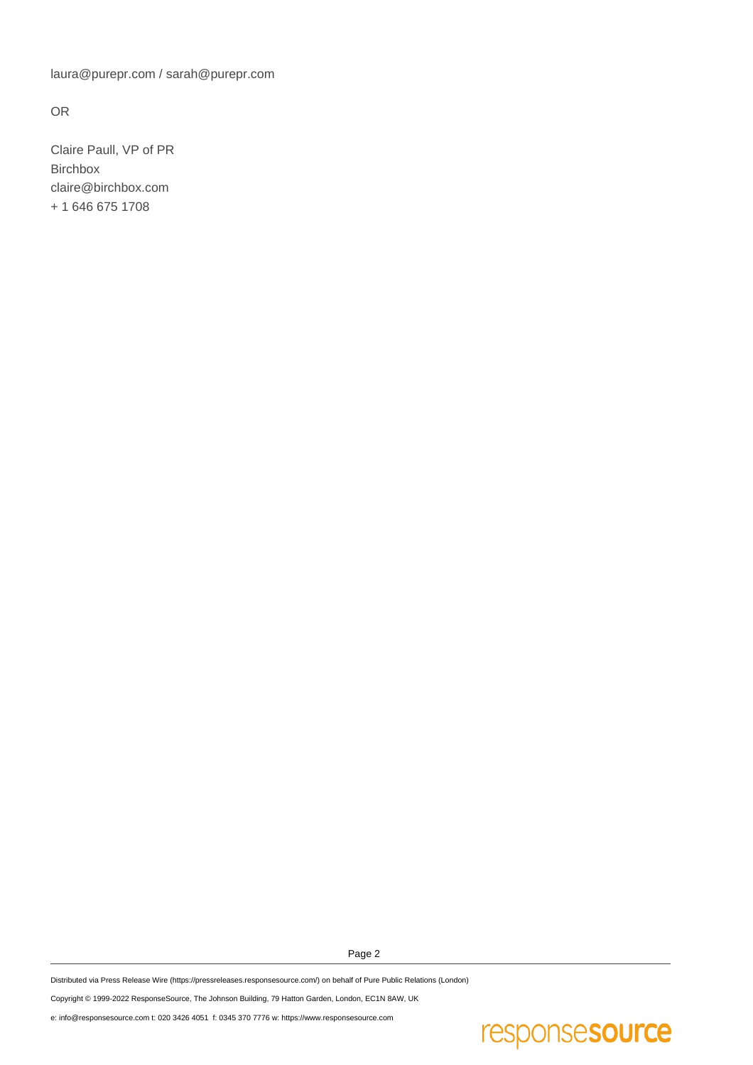laura@purepr.com / sarah@purepr.com

OR

Claire Paull, VP of PR  
Birchbox  
claire@birchbox.com  
+ 1 646 675 1708